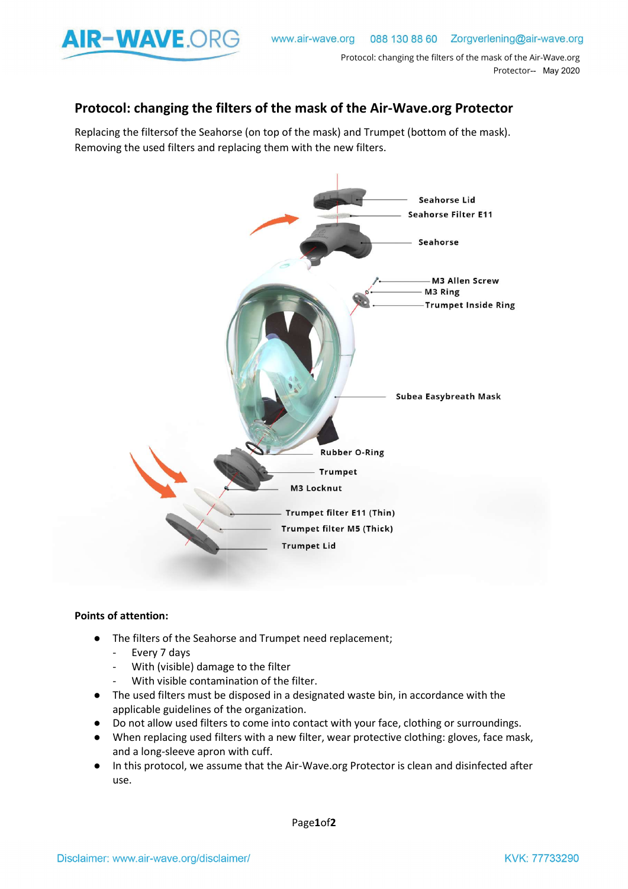## Protocol: changing the filters of the mask of the Air-Wave.org Protector

Replacing the filtersof the Seahorse (on top of the mask) and Trumpet (bottom of the mask). Removing the used filters and replacing them with the new filters.

Seahorse Lid
Seahorse Filter E11
Seahorse
M3 Allen Screw
M3 Ring
Trumpet Inside Ring
Subea Easybreath Mask
Rubber O-Ring
Trumpet
M3 Locknut
Trumpet filter E11 (Thin)
Trumpet filter M5 (Thick)
Trumpet Lid

**Points of attention:**

- The filters of the Seahorse and Trumpet need replacement;
  - Every 7 days
  - With (visible) damage to the filter
  - With visible contamination of the filter.
- The used filters must be disposed in a designated waste bin, in accordance with the applicable guidelines of the organization.
- Do not allow used filters to come into contact with your face, clothing or surroundings.
- When replacing used filters with a new filter, wear protective clothing: gloves, face mask, and a long-sleeve apron with cuff.
- In this protocol, we assume that the Air-Wave.org Protector is clean and disinfected after use.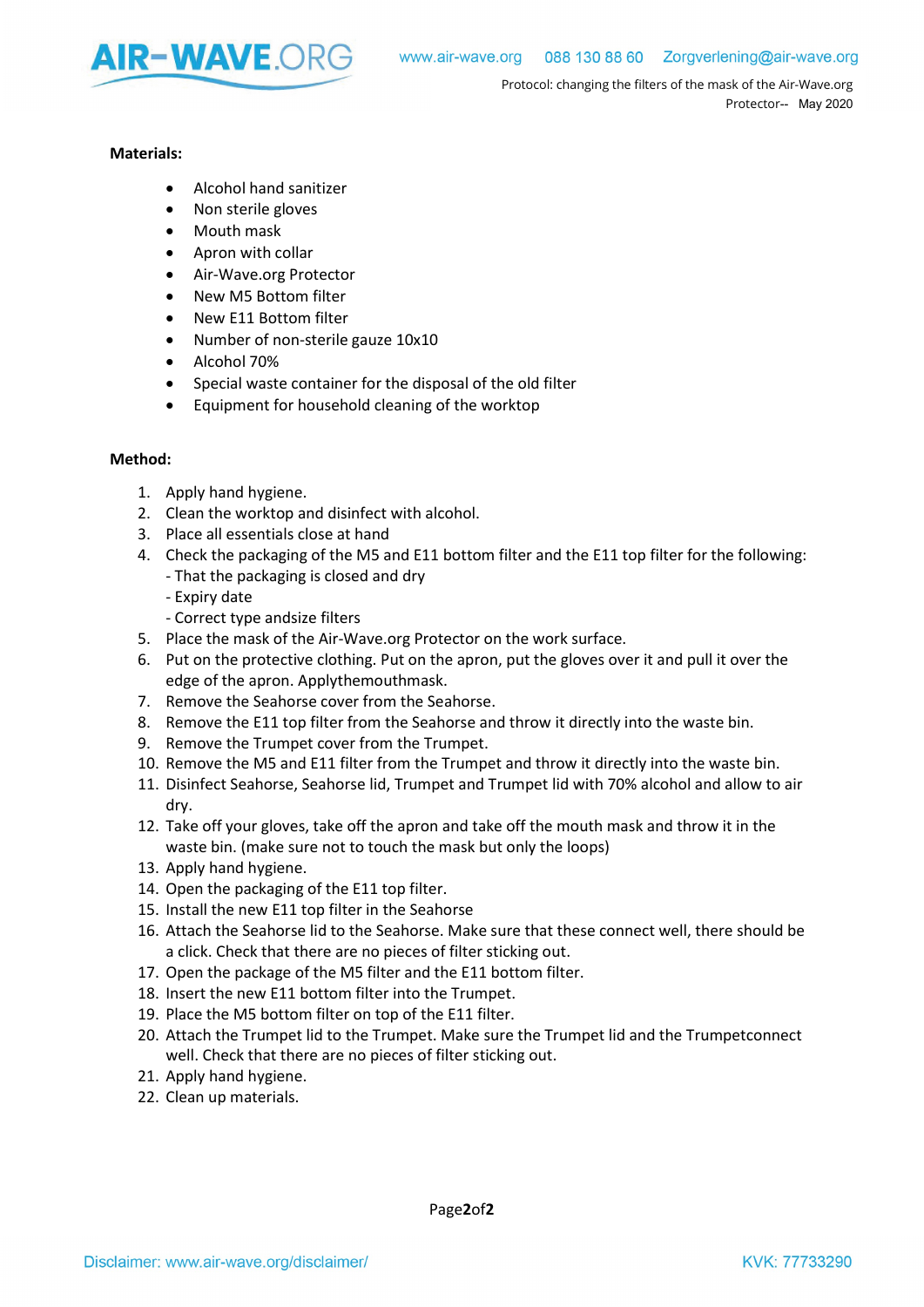**Materials:**

- Alcohol hand sanitizer
- Non sterile gloves
- Mouth mask
- Apron with collar
- Air-Wave.org Protector
- New M5 Bottom filter
- New E11 Bottom filter
- Number of non-sterile gauze 10x10
- Alcohol 70%
- Special waste container for the disposal of the old filter
- Equipment for household cleaning of the worktop

**Method:**

1. Apply hand hygiene.
2. Clean the worktop and disinfect with alcohol.
3. Place all essentials close at hand
4. Check the packaging of the M5 and E11 bottom filter and the E11 top filter for the following:
   - That the packaging is closed and dry
   - Expiry date
   - Correct type andsize filters
5. Place the mask of the Air-Wave.org Protector on the work surface.
6. Put on the protective clothing. Put on the apron, put the gloves over it and pull it over the edge of the apron. Applythemouthmask.
7. Remove the Seahorse cover from the Seahorse.
8. Remove the E11 top filter from the Seahorse and throw it directly into the waste bin.
9. Remove the Trumpet cover from the Trumpet.
10. Remove the M5 and E11 filter from the Trumpet and throw it directly into the waste bin.
11. Disinfect Seahorse, Seahorse lid, Trumpet and Trumpet lid with 70% alcohol and allow to air dry.
12. Take off your gloves, take off the apron and take off the mouth mask and throw it in the waste bin. (make sure not to touch the mask but only the loops)
13. Apply hand hygiene.
14. Open the packaging of the E11 top filter.
15. Install the new E11 top filter in the Seahorse
16. Attach the Seahorse lid to the Seahorse. Make sure that these connect well, there should be a click. Check that there are no pieces of filter sticking out.
17. Open the package of the M5 filter and the E11 bottom filter.
18. Insert the new E11 bottom filter into the Trumpet.
19. Place the M5 bottom filter on top of the E11 filter.
20. Attach the Trumpet lid to the Trumpet. Make sure the Trumpet lid and the Trumpetconnect well. Check that there are no pieces of filter sticking out.
21. Apply hand hygiene.
22. Clean up materials.